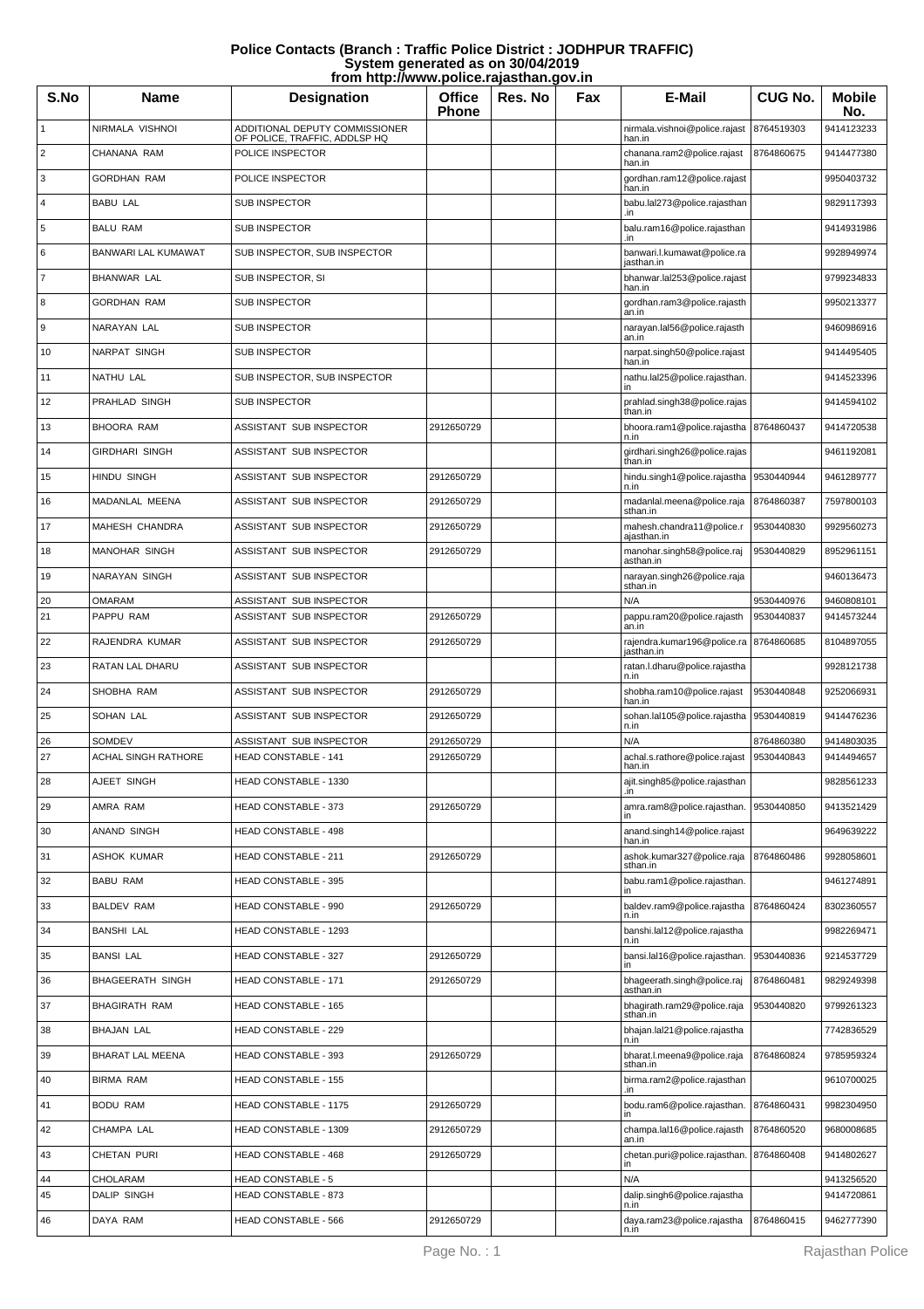# Police Contacts (Branch : Traffic Police District : JODHPUR TRAFFIC)
## System generated as on 30/04/2019
## from http://www.police.rajasthan.gov.in

| S.No | Name | Designation | Office Phone | Res. No | Fax | E-Mail | CUG No. | Mobile No. |
|---|---|---|---|---|---|---|---|---|
| 1 | NIRMALA VISHNOI | ADDITIONAL DEPUTY COMMISSIONER OF POLICE, TRAFFIC, ADDLSP HQ | | | | nirmala.vishnoi@police.rajasthan.in | 8764519303 | 9414123233 |
| 2 | CHANANA RAM | POLICE INSPECTOR | | | | chanana.ram2@police.rajasthan.in | 8764860675 | 9414477380 |
| 3 | GORDHAN RAM | POLICE INSPECTOR | | | | gordhan.ram12@police.rajasthan.in | | 9950403732 |
| 4 | BABU LAL | SUB INSPECTOR | | | | babu.lal273@police.rajasthan.in | | 9829117393 |
| 5 | BALU RAM | SUB INSPECTOR | | | | balu.ram16@police.rajasthan.in | | 9414931986 |
| 6 | BANWARI LAL KUMAWAT | SUB INSPECTOR, SUB INSPECTOR | | | | banwari.l.kumawat@police.rajasthan.in | | 9928949974 |
| 7 | BHANWAR LAL | SUB INSPECTOR, SI | | | | bhanwar.lal253@police.rajasthan.in | | 9799234833 |
| 8 | GORDHAN RAM | SUB INSPECTOR | | | | gordhan.ram3@police.rajasthan.in | | 9950213377 |
| 9 | NARAYAN LAL | SUB INSPECTOR | | | | narayan.lal56@police.rajasthan.in | | 9460986916 |
| 10 | NARPAT SINGH | SUB INSPECTOR | | | | narpat.singh50@police.rajasthan.in | | 9414495405 |
| 11 | NATHU LAL | SUB INSPECTOR, SUB INSPECTOR | | | | nathu.lal25@police.rajasthan.in | | 9414523396 |
| 12 | PRAHLAD SINGH | SUB INSPECTOR | | | | prahlad.singh38@police.rajasthan.in | | 9414594102 |
| 13 | BHOORA RAM | ASSISTANT SUB INSPECTOR | 2912650729 | | | bhoora.ram1@police.rajasthan.in | 8764860437 | 9414720538 |
| 14 | GIRDHARI SINGH | ASSISTANT SUB INSPECTOR | | | | girdhari.singh26@police.rajasthan.in | | 9461192081 |
| 15 | HINDU SINGH | ASSISTANT SUB INSPECTOR | 2912650729 | | | hindu.singh1@police.rajasthan.in | 9530440944 | 9461289777 |
| 16 | MADANLAL MEENA | ASSISTANT SUB INSPECTOR | 2912650729 | | | madanlal.meena@police.rajasthan.in | 8764860387 | 7597800103 |
| 17 | MAHESH CHANDRA | ASSISTANT SUB INSPECTOR | 2912650729 | | | mahesh.chandra11@police.rajasthan.in | 9530440830 | 9929560273 |
| 18 | MANOHAR SINGH | ASSISTANT SUB INSPECTOR | 2912650729 | | | manohar.singh58@police.rajasthan.in | 9530440829 | 8952961151 |
| 19 | NARAYAN SINGH | ASSISTANT SUB INSPECTOR | | | | narayan.singh26@police.rajasthan.in | | 9460136473 |
| 20 | OMARAM | ASSISTANT SUB INSPECTOR | | | | N/A | 9530440976 | 9460808101 |
| 21 | PAPPU RAM | ASSISTANT SUB INSPECTOR | 2912650729 | | | pappu.ram20@police.rajasthan.in | 9530440837 | 9414573244 |
| 22 | RAJENDRA KUMAR | ASSISTANT SUB INSPECTOR | 2912650729 | | | rajendra.kumar196@police.rajasthan.in | 8764860685 | 8104897055 |
| 23 | RATAN LAL DHARU | ASSISTANT SUB INSPECTOR | | | | ratan.l.dharu@police.rajasthan.in | | 9928121738 |
| 24 | SHOBHA RAM | ASSISTANT SUB INSPECTOR | 2912650729 | | | shobha.ram10@police.rajasthan.in | 9530440848 | 9252066931 |
| 25 | SOHAN LAL | ASSISTANT SUB INSPECTOR | 2912650729 | | | sohan.lal105@police.rajasthan.in | 9530440819 | 9414476236 |
| 26 | SOMDEV | ASSISTANT SUB INSPECTOR | 2912650729 | | | N/A | 8764860380 | 9414803035 |
| 27 | ACHAL SINGH RATHORE | HEAD CONSTABLE - 141 | 2912650729 | | | achal.s.rathore@police.rajasthan.in | 9530440843 | 9414494657 |
| 28 | AJEET SINGH | HEAD CONSTABLE - 1330 | | | | ajit.singh85@police.rajasthan.in | | 9828561233 |
| 29 | AMRA RAM | HEAD CONSTABLE - 373 | 2912650729 | | | amra.ram8@police.rajasthan.in | 9530440850 | 9413521429 |
| 30 | ANAND SINGH | HEAD CONSTABLE - 498 | | | | anand.singh14@police.rajasthan.in | | 9649639222 |
| 31 | ASHOK KUMAR | HEAD CONSTABLE - 211 | 2912650729 | | | ashok.kumar327@police.rajasthan.in | 8764860486 | 9928058601 |
| 32 | BABU RAM | HEAD CONSTABLE - 395 | | | | babu.ram1@police.rajasthan.in | | 9461274891 |
| 33 | BALDEV RAM | HEAD CONSTABLE - 990 | 2912650729 | | | baldev.ram9@police.rajasthan.in | 8764860424 | 8302360557 |
| 34 | BANSHI LAL | HEAD CONSTABLE - 1293 | | | | banshi.lal12@police.rajasthan.in | | 9982269471 |
| 35 | BANSI LAL | HEAD CONSTABLE - 327 | 2912650729 | | | bansi.lal16@police.rajasthan.in | 9530440836 | 9214537729 |
| 36 | BHAGEERATH SINGH | HEAD CONSTABLE - 171 | 2912650729 | | | bhageerath.singh@police.rajasthan.in | 8764860481 | 9829249398 |
| 37 | BHAGIRATH RAM | HEAD CONSTABLE - 165 | | | | bhagirath.ram29@police.rajasthan.in | 9530440820 | 9799261323 |
| 38 | BHAJAN LAL | HEAD CONSTABLE - 229 | | | | bhajan.lal21@police.rajasthan.in | | 7742836529 |
| 39 | BHARAT LAL MEENA | HEAD CONSTABLE - 393 | 2912650729 | | | bharat.l.meena9@police.rajasthan.in | 8764860824 | 9785959324 |
| 40 | BIRMA RAM | HEAD CONSTABLE - 155 | | | | birma.ram2@police.rajasthan.in | | 9610700025 |
| 41 | BODU RAM | HEAD CONSTABLE - 1175 | 2912650729 | | | bodu.ram6@police.rajasthan.in | 8764860431 | 9982304950 |
| 42 | CHAMPA LAL | HEAD CONSTABLE - 1309 | 2912650729 | | | champa.lal16@police.rajasthan.in | 8764860520 | 9680008685 |
| 43 | CHETAN PURI | HEAD CONSTABLE - 468 | 2912650729 | | | chetan.puri@police.rajasthan.in | 8764860408 | 9414802627 |
| 44 | CHOLARAM | HEAD CONSTABLE - 5 | | | | N/A | | 9413256520 |
| 45 | DALIP SINGH | HEAD CONSTABLE - 873 | | | | dalip.singh6@police.rajasthan.in | | 9414720861 |
| 46 | DAYA RAM | HEAD CONSTABLE - 566 | 2912650729 | | | daya.ram23@police.rajasthan.in | 8764860415 | 9462777390 |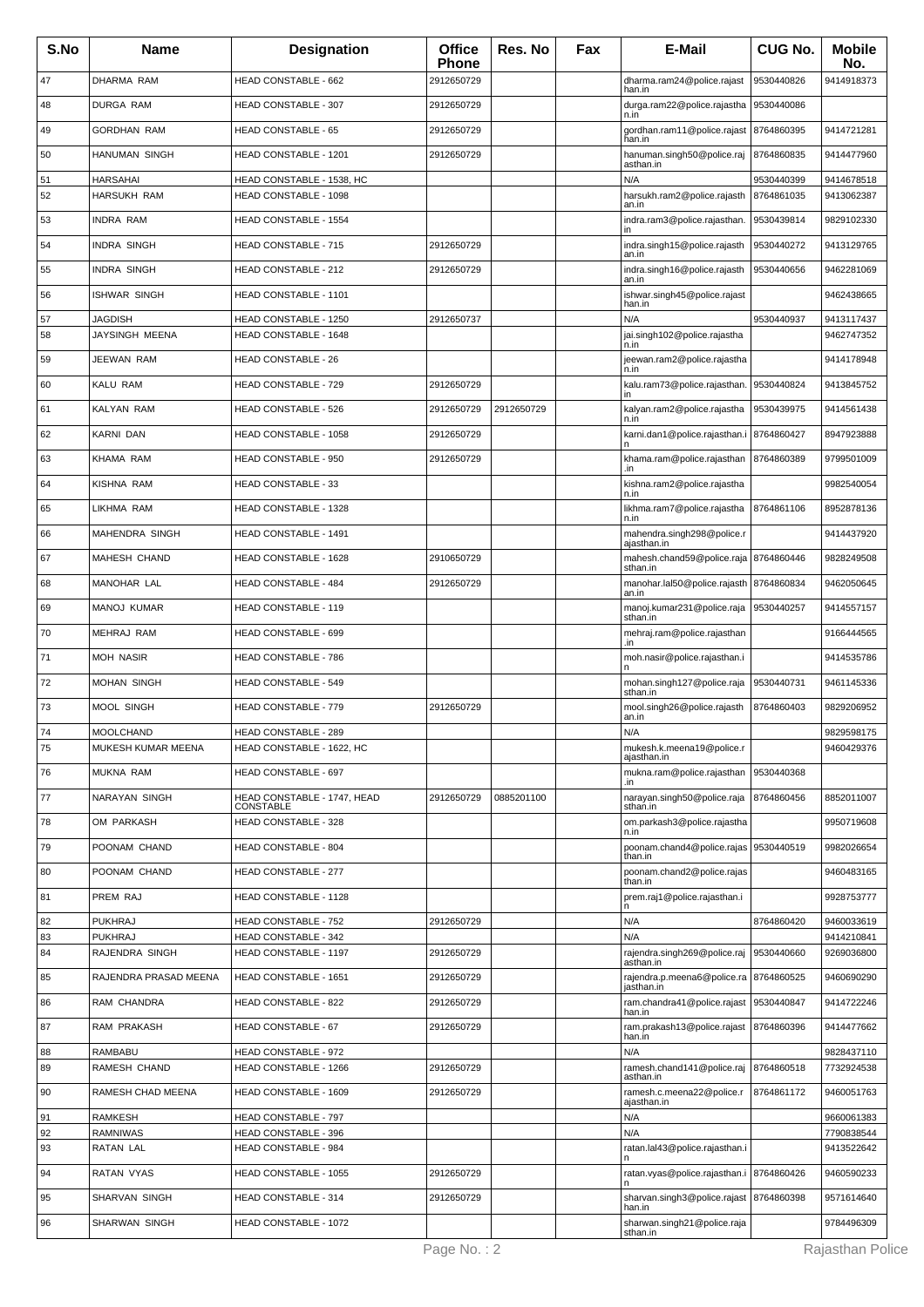| S.No | Name | Designation | Office Phone | Res. No | Fax | E-Mail | CUG No. | Mobile No. |
|---|---|---|---|---|---|---|---|---|
| 47 | DHARMA RAM | HEAD CONSTABLE - 662 | 2912650729 | | | dharma.ram24@police.rajasthan.in | 9530440826 | 9414918373 |
| 48 | DURGA RAM | HEAD CONSTABLE - 307 | 2912650729 | | | durga.ram22@police.rajasthan.in | 9530440086 | |
| 49 | GORDHAN RAM | HEAD CONSTABLE - 65 | 2912650729 | | | gordhan.ram11@police.rajasthan.in | 8764860395 | 9414721281 |
| 50 | HANUMAN SINGH | HEAD CONSTABLE - 1201 | 2912650729 | | | hanuman.singh50@police.rajasthan.in | 8764860835 | 9414477960 |
| 51 | HARSAHAI | HEAD CONSTABLE - 1538, HC | | | | N/A | 9530440399 | 9414678518 |
| 52 | HARSUKH RAM | HEAD CONSTABLE - 1098 | | | | harsukh.ram2@police.rajasthan.in | 8764861035 | 9413062387 |
| 53 | INDRA RAM | HEAD CONSTABLE - 1554 | | | | indra.ram3@police.rajasthan.in | 9530439814 | 9829102330 |
| 54 | INDRA SINGH | HEAD CONSTABLE - 715 | 2912650729 | | | indra.singh15@police.rajasthan.in | 9530440272 | 9413129765 |
| 55 | INDRA SINGH | HEAD CONSTABLE - 212 | 2912650729 | | | indra.singh16@police.rajasthan.in | 9530440656 | 9462281069 |
| 56 | ISHWAR SINGH | HEAD CONSTABLE - 1101 | | | | ishwar.singh45@police.rajasthan.in | | 9462438665 |
| 57 | JAGDISH | HEAD CONSTABLE - 1250 | 2912650737 | | | N/A | 9530440937 | 9413117437 |
| 58 | JAYSINGH MEENA | HEAD CONSTABLE - 1648 | | | | jai.singh102@police.rajasthan.in | | 9462747352 |
| 59 | JEEWAN RAM | HEAD CONSTABLE - 26 | | | | jeewan.ram2@police.rajasthan.in | | 9414178948 |
| 60 | KALU RAM | HEAD CONSTABLE - 729 | 2912650729 | | | kalu.ram73@police.rajasthan.in | 9530440824 | 9413845752 |
| 61 | KALYAN RAM | HEAD CONSTABLE - 526 | 2912650729 | 2912650729 | | kalyan.ram2@police.rajasthan.in | 9530439975 | 9414561438 |
| 62 | KARNI DAN | HEAD CONSTABLE - 1058 | 2912650729 | | | karni.dan1@police.rajasthan.in | 8764860427 | 8947923888 |
| 63 | KHAMA RAM | HEAD CONSTABLE - 950 | 2912650729 | | | khama.ram@police.rajasthan.in | 8764860389 | 9799501009 |
| 64 | KISHNA RAM | HEAD CONSTABLE - 33 | | | | kishna.ram2@police.rajasthan.in | | 9982540054 |
| 65 | LIKHMA RAM | HEAD CONSTABLE - 1328 | | | | likhma.ram7@police.rajasthan.in | 8764861106 | 8952878136 |
| 66 | MAHENDRA SINGH | HEAD CONSTABLE - 1491 | | | | mahendra.singh298@police.rajasthan.in | | 9414437920 |
| 67 | MAHESH CHAND | HEAD CONSTABLE - 1628 | 2910650729 | | | mahesh.chand59@police.rajasthan.in | 8764860446 | 9828249508 |
| 68 | MANOHAR LAL | HEAD CONSTABLE - 484 | 2912650729 | | | manohar.lal50@police.rajasthan.in | 8764860834 | 9462050645 |
| 69 | MANOJ KUMAR | HEAD CONSTABLE - 119 | | | | manoj.kumar231@police.rajasthan.in | 9530440257 | 9414557157 |
| 70 | MEHRAJ RAM | HEAD CONSTABLE - 699 | | | | mehraj.ram@police.rajasthan.in | | 9166444565 |
| 71 | MOH NASIR | HEAD CONSTABLE - 786 | | | | moh.nasir@police.rajasthan.in | | 9414535786 |
| 72 | MOHAN SINGH | HEAD CONSTABLE - 549 | | | | mohan.singh127@police.rajasthan.in | 9530440731 | 9461145336 |
| 73 | MOOL SINGH | HEAD CONSTABLE - 779 | 2912650729 | | | mool.singh26@police.rajasthan.in | 8764860403 | 9829206952 |
| 74 | MOOLCHAND | HEAD CONSTABLE - 289 | | | | N/A | | 9829598175 |
| 75 | MUKESH KUMAR MEENA | HEAD CONSTABLE - 1622, HC | | | | mukesh.k.meena19@police.rajasthan.in | | 9460429376 |
| 76 | MUKNA RAM | HEAD CONSTABLE - 697 | | | | mukna.ram@police.rajasthan.in | 9530440368 | |
| 77 | NARAYAN SINGH | HEAD CONSTABLE - 1747, HEAD CONSTABLE | 2912650729 | 0885201100 | | narayan.singh50@police.rajasthan.in | 8764860456 | 8852011007 |
| 78 | OM PARKASH | HEAD CONSTABLE - 328 | | | | om.parkash3@police.rajasthan.in | | 9950719608 |
| 79 | POONAM CHAND | HEAD CONSTABLE - 804 | | | | poonam.chand4@police.rajasthan.in | 9530440519 | 9982026654 |
| 80 | POONAM CHAND | HEAD CONSTABLE - 277 | | | | poonam.chand2@police.rajasthan.in | | 9460483165 |
| 81 | PREM RAJ | HEAD CONSTABLE - 1128 | | | | prem.raj1@police.rajasthan.in | | 9928753777 |
| 82 | PUKHRAJ | HEAD CONSTABLE - 752 | 2912650729 | | | N/A | 8764860420 | 9460033619 |
| 83 | PUKHRAJ | HEAD CONSTABLE - 342 | | | | N/A | | 9414210841 |
| 84 | RAJENDRA SINGH | HEAD CONSTABLE - 1197 | 2912650729 | | | rajendra.singh269@police.rajasthan.in | 9530440660 | 9269036800 |
| 85 | RAJENDRA PRASAD MEENA | HEAD CONSTABLE - 1651 | 2912650729 | | | rajendra.p.meena6@police.rajasthan.in | 8764860525 | 9460690290 |
| 86 | RAM CHANDRA | HEAD CONSTABLE - 822 | 2912650729 | | | ram.chandra41@police.rajasthan.in | 9530440847 | 9414722246 |
| 87 | RAM PRAKASH | HEAD CONSTABLE - 67 | 2912650729 | | | ram.prakash13@police.rajasthan.in | 8764860396 | 9414477662 |
| 88 | RAMBABU | HEAD CONSTABLE - 972 | | | | N/A | | 9828437110 |
| 89 | RAMESH CHAND | HEAD CONSTABLE - 1266 | 2912650729 | | | ramesh.chand141@police.rajasthan.in | 8764860518 | 7732924538 |
| 90 | RAMESH CHAD MEENA | HEAD CONSTABLE - 1609 | 2912650729 | | | ramesh.c.meena22@police.rajasthan.in | 8764861172 | 9460051763 |
| 91 | RAMKESH | HEAD CONSTABLE - 797 | | | | N/A | | 9660061383 |
| 92 | RAMNIWAS | HEAD CONSTABLE - 396 | | | | N/A | | 7790838544 |
| 93 | RATAN LAL | HEAD CONSTABLE - 984 | | | | ratan.lal43@police.rajasthan.in | | 9413522642 |
| 94 | RATAN VYAS | HEAD CONSTABLE - 1055 | 2912650729 | | | ratan.vyas@police.rajasthan.in | 8764860426 | 9460590233 |
| 95 | SHARVAN SINGH | HEAD CONSTABLE - 314 | 2912650729 | | | sharvan.singh3@police.rajasthan.in | 8764860398 | 9571614640 |
| 96 | SHARWAN SINGH | HEAD CONSTABLE - 1072 | | | | sharwan.singh21@police.rajasthan.in | | 9784496309 |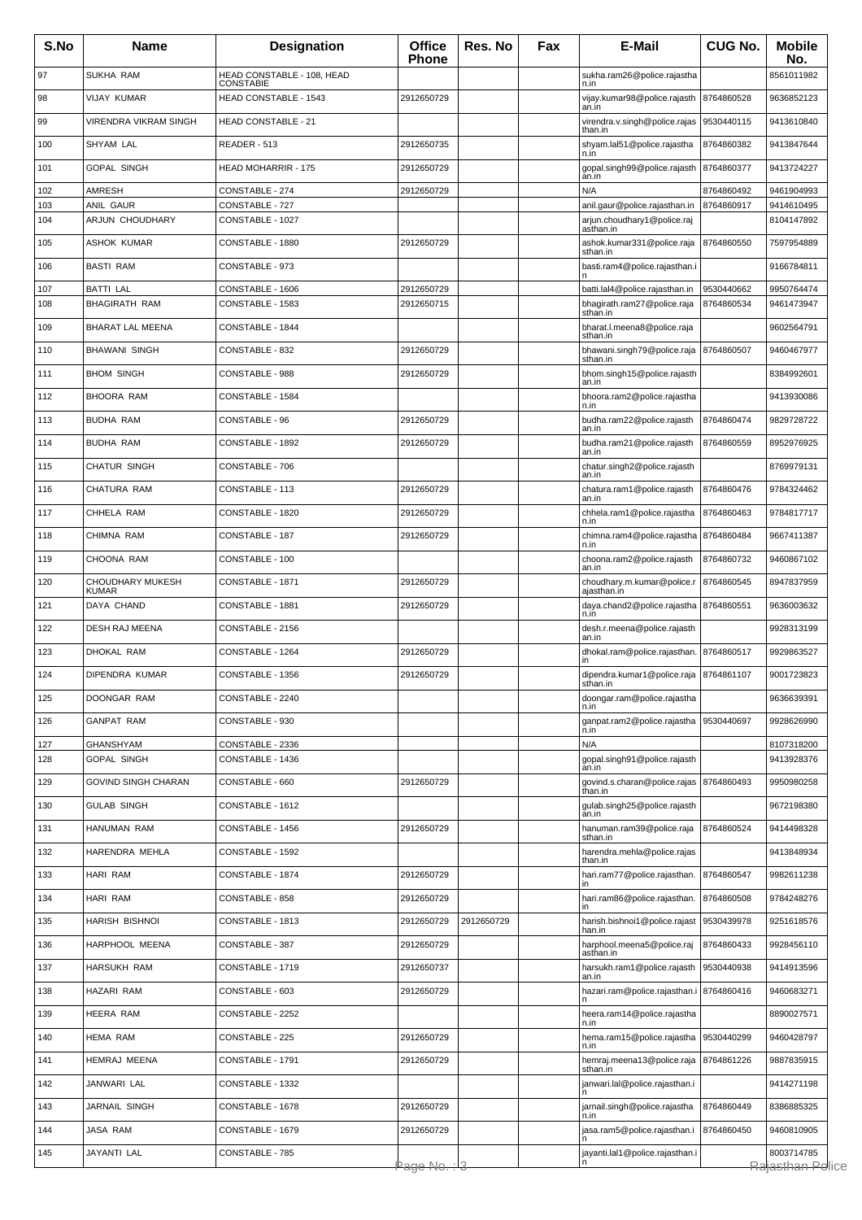| S.No | Name | Designation | Office Phone | Res. No | Fax | E-Mail | CUG No. | Mobile No. |
|---|---|---|---|---|---|---|---|---|
| 97 | SUKHA RAM | HEAD CONSTABLE - 108, HEAD CONSTABIE | | | | sukha.ram26@police.rajasthan.in | | 8561011982 |
| 98 | VIJAY KUMAR | HEAD CONSTABLE - 1543 | 2912650729 | | | vijay.kumar98@police.rajasthan.in | 8764860528 | 9636852123 |
| 99 | VIRENDRA VIKRAM SINGH | HEAD CONSTABLE - 21 | | | | virendra.v.singh@police.rajasthan.in | 9530440115 | 9413610840 |
| 100 | SHYAM LAL | READER - 513 | 2912650735 | | | shyam.lal51@police.rajasthan.in | 8764860382 | 9413847644 |
| 101 | GOPAL SINGH | HEAD MOHARRIR - 175 | 2912650729 | | | gopal.singh99@police.rajasthan.in | 8764860377 | 9413724227 |
| 102 | AMRESH | CONSTABLE - 274 | 2912650729 | | | N/A | 8764860492 | 9461904993 |
| 103 | ANIL GAUR | CONSTABLE - 727 | | | | anil.gaur@police.rajasthan.in | 8764860917 | 9414610495 |
| 104 | ARJUN CHOUDHARY | CONSTABLE - 1027 | | | | arjun.choudhary1@police.rajasthan.in | | 8104147892 |
| 105 | ASHOK KUMAR | CONSTABLE - 1880 | 2912650729 | | | ashok.kumar331@police.rajasthan.in | 8764860550 | 7597954889 |
| 106 | BASTI RAM | CONSTABLE - 973 | | | | basti.ram4@police.rajasthan.in | | 9166784811 |
| 107 | BATTI LAL | CONSTABLE - 1606 | 2912650729 | | | batti.lal4@police.rajasthan.in | 9530440662 | 9950764474 |
| 108 | BHAGIRATH RAM | CONSTABLE - 1583 | 2912650715 | | | bhagirath.ram27@police.rajasthan.in | 8764860534 | 9461473947 |
| 109 | BHARAT LAL MEENA | CONSTABLE - 1844 | | | | bharat.l.meena8@police.rajasthan.in | | 9602564791 |
| 110 | BHAWANI SINGH | CONSTABLE - 832 | 2912650729 | | | bhawani.singh79@police.rajasthan.in | 8764860507 | 9460467977 |
| 111 | BHOM SINGH | CONSTABLE - 988 | 2912650729 | | | bhom.singh15@police.rajasthan.in | | 8384992601 |
| 112 | BHOORA RAM | CONSTABLE - 1584 | | | | bhoora.ram2@police.rajasthan.in | | 9413930086 |
| 113 | BUDHA RAM | CONSTABLE - 96 | 2912650729 | | | budha.ram22@police.rajasthan.in | 8764860474 | 9829728722 |
| 114 | BUDHA RAM | CONSTABLE - 1892 | 2912650729 | | | budha.ram21@police.rajasthan.in | 8764860559 | 8952976925 |
| 115 | CHATUR SINGH | CONSTABLE - 706 | | | | chatur.singh2@police.rajasthan.in | | 8769979131 |
| 116 | CHATURA RAM | CONSTABLE - 113 | 2912650729 | | | chatura.ram1@police.rajasthan.in | 8764860476 | 9784324462 |
| 117 | CHHELA RAM | CONSTABLE - 1820 | 2912650729 | | | chhela.ram1@police.rajasthan.in | 8764860463 | 9784817717 |
| 118 | CHIMNA RAM | CONSTABLE - 187 | 2912650729 | | | chimna.ram4@police.rajasthan.in | 8764860484 | 9667411387 |
| 119 | CHOONA RAM | CONSTABLE - 100 | | | | choona.ram2@police.rajasthan.in | 8764860732 | 9460867102 |
| 120 | CHOUDHARY MUKESH KUMAR | CONSTABLE - 1871 | 2912650729 | | | choudhary.m.kumar@police.rajasthan.in | 8764860545 | 8947837959 |
| 121 | DAYA CHAND | CONSTABLE - 1881 | 2912650729 | | | daya.chand2@police.rajasthan.in | 8764860551 | 9636003632 |
| 122 | DESH RAJ MEENA | CONSTABLE - 2156 | | | | desh.r.meena@police.rajasthan.in | | 9928313199 |
| 123 | DHOKAL RAM | CONSTABLE - 1264 | 2912650729 | | | dhokal.ram@police.rajasthan.in | 8764860517 | 9929863527 |
| 124 | DIPENDRA KUMAR | CONSTABLE - 1356 | 2912650729 | | | dipendra.kumar1@police.rajasthan.in | 8764861107 | 9001723823 |
| 125 | DOONGAR RAM | CONSTABLE - 2240 | | | | doongar.ram@police.rajasthan.in | | 9636639391 |
| 126 | GANPAT RAM | CONSTABLE - 930 | | | | ganpat.ram2@police.rajasthan.in | 9530440697 | 9928626990 |
| 127 | GHANSHYAM | CONSTABLE - 2336 | | | | N/A | | 8107318200 |
| 128 | GOPAL SINGH | CONSTABLE - 1436 | | | | gopal.singh91@police.rajasthan.in | | 9413928376 |
| 129 | GOVIND SINGH CHARAN | CONSTABLE - 660 | 2912650729 | | | govind.s.charan@police.rajasthan.in | 8764860493 | 9950980258 |
| 130 | GULAB SINGH | CONSTABLE - 1612 | | | | gulab.singh25@police.rajasthan.in | | 9672198380 |
| 131 | HANUMAN RAM | CONSTABLE - 1456 | 2912650729 | | | hanuman.ram39@police.rajasthan.in | 8764860524 | 9414498328 |
| 132 | HARENDRA MEHLA | CONSTABLE - 1592 | | | | harendra.mehla@police.rajasthan.in | | 9413848934 |
| 133 | HARI RAM | CONSTABLE - 1874 | 2912650729 | | | hari.ram77@police.rajasthan.in | 8764860547 | 9982611238 |
| 134 | HARI RAM | CONSTABLE - 858 | 2912650729 | | | hari.ram86@police.rajasthan.in | 8764860508 | 9784248276 |
| 135 | HARISH BISHNOI | CONSTABLE - 1813 | 2912650729 | 2912650729 | | harish.bishnoi1@police.rajasthan.in | 9530439978 | 9251618576 |
| 136 | HARPHOOL MEENA | CONSTABLE - 387 | 2912650729 | | | harphool.meena5@police.rajasthan.in | 8764860433 | 9928456110 |
| 137 | HARSUKH RAM | CONSTABLE - 1719 | 2912650737 | | | harsukh.ram1@police.rajasthan.in | 9530440938 | 9414913596 |
| 138 | HAZARI RAM | CONSTABLE - 603 | 2912650729 | | | hazari.ram@police.rajasthan.in | 8764860416 | 9460683271 |
| 139 | HEERA RAM | CONSTABLE - 2252 | | | | heera.ram14@police.rajasthan.in | | 8890027571 |
| 140 | HEMA RAM | CONSTABLE - 225 | 2912650729 | | | hema.ram15@police.rajasthan.in | 9530440299 | 9460428797 |
| 141 | HEMRAJ MEENA | CONSTABLE - 1791 | 2912650729 | | | hemraj.meena13@police.rajasthan.in | 8764861226 | 9887835915 |
| 142 | JANWARI LAL | CONSTABLE - 1332 | | | | janwari.lal@police.rajasthan.in | | 9414271198 |
| 143 | JARNAIL SINGH | CONSTABLE - 1678 | 2912650729 | | | jarnail.singh@police.rajasthan.in | 8764860449 | 8386885325 |
| 144 | JASA RAM | CONSTABLE - 1679 | 2912650729 | | | jasa.ram5@police.rajasthan.in | 8764860450 | 9460810905 |
| 145 | JAYANTI LAL | CONSTABLE - 785 | | | | jayanti.lal1@police.rajasthan.in | | 8003714785 |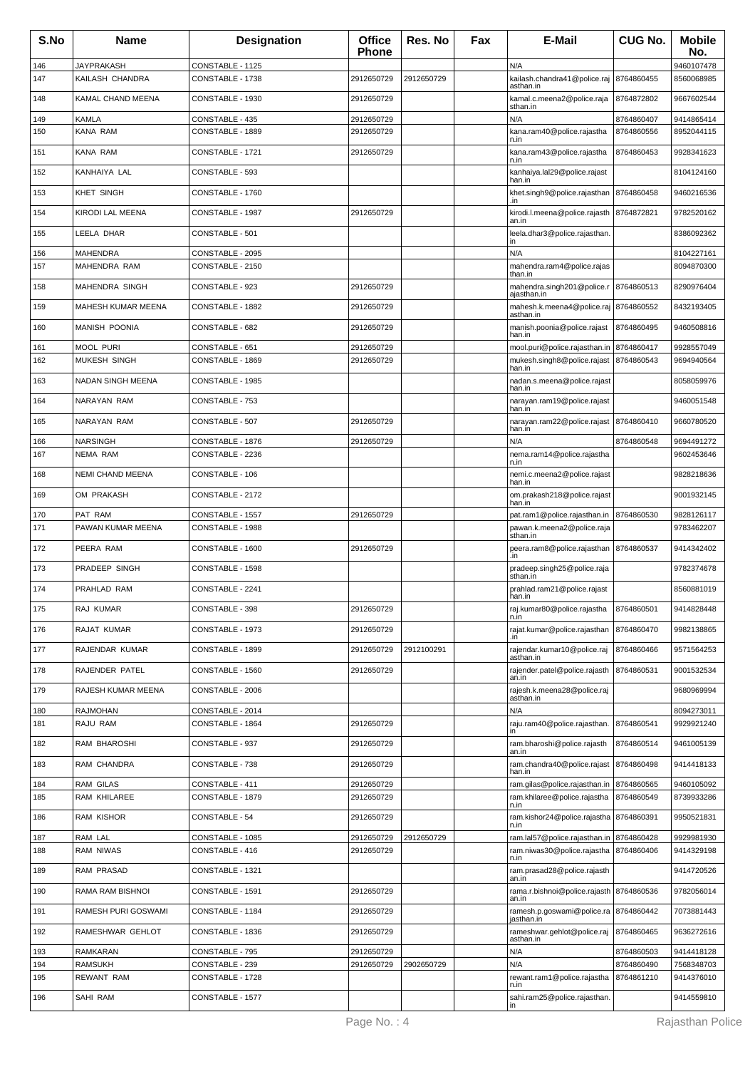| S.No | Name | Designation | Office Phone | Res. No | Fax | E-Mail | CUG No. | Mobile No. |
|---|---|---|---|---|---|---|---|---|
| 146 | JAYPRAKASH | CONSTABLE - 1125 | | | | N/A | | 9460107478 |
| 147 | KAILASH CHANDRA | CONSTABLE - 1738 | 2912650729 | 2912650729 | | kailash.chandra41@police.rajasthan.in | 8764860455 | 8560068985 |
| 148 | KAMAL CHAND MEENA | CONSTABLE - 1930 | 2912650729 | | | kamal.c.meena2@police.rajasthan.in | 8764872802 | 9667602544 |
| 149 | KAMLA | CONSTABLE - 435 | 2912650729 | | | N/A | 8764860407 | 9414865414 |
| 150 | KANA RAM | CONSTABLE - 1889 | 2912650729 | | | kana.ram40@police.rajasthan.in | 8764860556 | 8952044115 |
| 151 | KANA RAM | CONSTABLE - 1721 | 2912650729 | | | kana.ram43@police.rajasthan.in | 8764860453 | 9928341623 |
| 152 | KANHAIYA LAL | CONSTABLE - 593 | | | | kanhaiya.lal29@police.rajasthan.in | | 8104124160 |
| 153 | KHET SINGH | CONSTABLE - 1760 | | | | khet.singh9@police.rajasthan.in | 8764860458 | 9460216536 |
| 154 | KIRODI LAL MEENA | CONSTABLE - 1987 | 2912650729 | | | kirodi.l.meena@police.rajasthan.in | 8764872821 | 9782520162 |
| 155 | LEELA DHAR | CONSTABLE - 501 | | | | leela.dhar3@police.rajasthan.in | | 8386092362 |
| 156 | MAHENDRA | CONSTABLE - 2095 | | | | N/A | | 8104227161 |
| 157 | MAHENDRA RAM | CONSTABLE - 2150 | | | | mahendra.ram4@police.rajasthan.in | | 8094870300 |
| 158 | MAHENDRA SINGH | CONSTABLE - 923 | 2912650729 | | | mahendra.singh201@police.rajasthan.in | 8764860513 | 8290976404 |
| 159 | MAHESH KUMAR MEENA | CONSTABLE - 1882 | 2912650729 | | | mahesh.k.meena4@police.rajasthan.in | 8764860552 | 8432193405 |
| 160 | MANISH POONIA | CONSTABLE - 682 | 2912650729 | | | manish.poonia@police.rajasthan.in | 8764860495 | 9460508816 |
| 161 | MOOL PURI | CONSTABLE - 651 | 2912650729 | | | mool.puri@police.rajasthan.in | 8764860417 | 9928557049 |
| 162 | MUKESH SINGH | CONSTABLE - 1869 | 2912650729 | | | mukesh.singh8@police.rajasthan.in | 8764860543 | 9694940564 |
| 163 | NADAN SINGH MEENA | CONSTABLE - 1985 | | | | nadan.s.meena@police.rajasthan.in | | 8058059976 |
| 164 | NARAYAN RAM | CONSTABLE - 753 | | | | narayan.ram19@police.rajasthan.in | | 9460051548 |
| 165 | NARAYAN RAM | CONSTABLE - 507 | 2912650729 | | | narayan.ram22@police.rajasthan.in | 8764860410 | 9660780520 |
| 166 | NARSINGH | CONSTABLE - 1876 | 2912650729 | | | N/A | 8764860548 | 9694491272 |
| 167 | NEMA RAM | CONSTABLE - 2236 | | | | nema.ram14@police.rajasthan.in | | 9602453646 |
| 168 | NEMI CHAND MEENA | CONSTABLE - 106 | | | | nemi.c.meena2@police.rajasthan.in | | 9828218636 |
| 169 | OM PRAKASH | CONSTABLE - 2172 | | | | om.prakash218@police.rajasthan.in | | 9001932145 |
| 170 | PAT RAM | CONSTABLE - 1557 | 2912650729 | | | pat.ram1@police.rajasthan.in | 8764860530 | 9828126117 |
| 171 | PAWAN KUMAR MEENA | CONSTABLE - 1988 | | | | pawan.k.meena2@police.rajasthan.in | | 9783462207 |
| 172 | PEERA RAM | CONSTABLE - 1600 | 2912650729 | | | peera.ram8@police.rajasthan.in | 8764860537 | 9414342402 |
| 173 | PRADEEP SINGH | CONSTABLE - 1598 | | | | pradeep.singh25@police.rajasthan.in | | 9782374678 |
| 174 | PRAHLAD RAM | CONSTABLE - 2241 | | | | prahlad.ram21@police.rajasthan.in | | 8560881019 |
| 175 | RAJ KUMAR | CONSTABLE - 398 | 2912650729 | | | raj.kumar80@police.rajasthan.in | 8764860501 | 9414828448 |
| 176 | RAJAT KUMAR | CONSTABLE - 1973 | 2912650729 | | | rajat.kumar@police.rajasthan.in | 8764860470 | 9982138865 |
| 177 | RAJENDAR KUMAR | CONSTABLE - 1899 | 2912650729 | 2912100291 | | rajendar.kumar10@police.rajasthan.in | 8764860466 | 9571564253 |
| 178 | RAJENDER PATEL | CONSTABLE - 1560 | 2912650729 | | | rajender.patel@police.rajasthan.in | 8764860531 | 9001532534 |
| 179 | RAJESH KUMAR MEENA | CONSTABLE - 2006 | | | | rajesh.k.meena28@police.rajasthan.in | | 9680969994 |
| 180 | RAJMOHAN | CONSTABLE - 2014 | | | | N/A | | 8094273011 |
| 181 | RAJU RAM | CONSTABLE - 1864 | 2912650729 | | | raju.ram40@police.rajasthan.in | 8764860541 | 9929921240 |
| 182 | RAM BHAROSHI | CONSTABLE - 937 | 2912650729 | | | ram.bharoshi@police.rajasthan.in | 8764860514 | 9461005139 |
| 183 | RAM CHANDRA | CONSTABLE - 738 | 2912650729 | | | ram.chandra40@police.rajasthan.in | 8764860498 | 9414418133 |
| 184 | RAM GILAS | CONSTABLE - 411 | 2912650729 | | | ram.gilas@police.rajasthan.in | 8764860565 | 9460105092 |
| 185 | RAM KHILAREE | CONSTABLE - 1879 | 2912650729 | | | ram.khilaree@police.rajasthan.in | 8764860549 | 8739933286 |
| 186 | RAM KISHOR | CONSTABLE - 54 | 2912650729 | | | ram.kishor24@police.rajasthan.in | 8764860391 | 9950521831 |
| 187 | RAM LAL | CONSTABLE - 1085 | 2912650729 | 2912650729 | | ram.lal57@police.rajasthan.in | 8764860428 | 9929981930 |
| 188 | RAM NIWAS | CONSTABLE - 416 | 2912650729 | | | ram.niwas30@police.rajasthan.in | 8764860406 | 9414329198 |
| 189 | RAM PRASAD | CONSTABLE - 1321 | | | | ram.prasad28@police.rajasthan.in | | 9414720526 |
| 190 | RAMA RAM BISHNOI | CONSTABLE - 1591 | 2912650729 | | | rama.r.bishnoi@police.rajasthan.in | 8764860536 | 9782056014 |
| 191 | RAMESH PURI GOSWAMI | CONSTABLE - 1184 | 2912650729 | | | ramesh.p.goswami@police.rajasthan.in | 8764860442 | 7073881443 |
| 192 | RAMESHWAR GEHLOT | CONSTABLE - 1836 | 2912650729 | | | rameshwar.gehlot@police.rajasthan.in | 8764860465 | 9636272616 |
| 193 | RAMKARAN | CONSTABLE - 795 | 2912650729 | | | N/A | 8764860503 | 9414418128 |
| 194 | RAMSUKH | CONSTABLE - 239 | 2912650729 | 2902650729 | | N/A | 8764860490 | 7568348703 |
| 195 | REWANT RAM | CONSTABLE - 1728 | | | | rewant.ram1@police.rajasthan.in | 8764861210 | 9414376010 |
| 196 | SAHI RAM | CONSTABLE - 1577 | | | | sahi.ram25@police.rajasthan.in | | 9414559810 |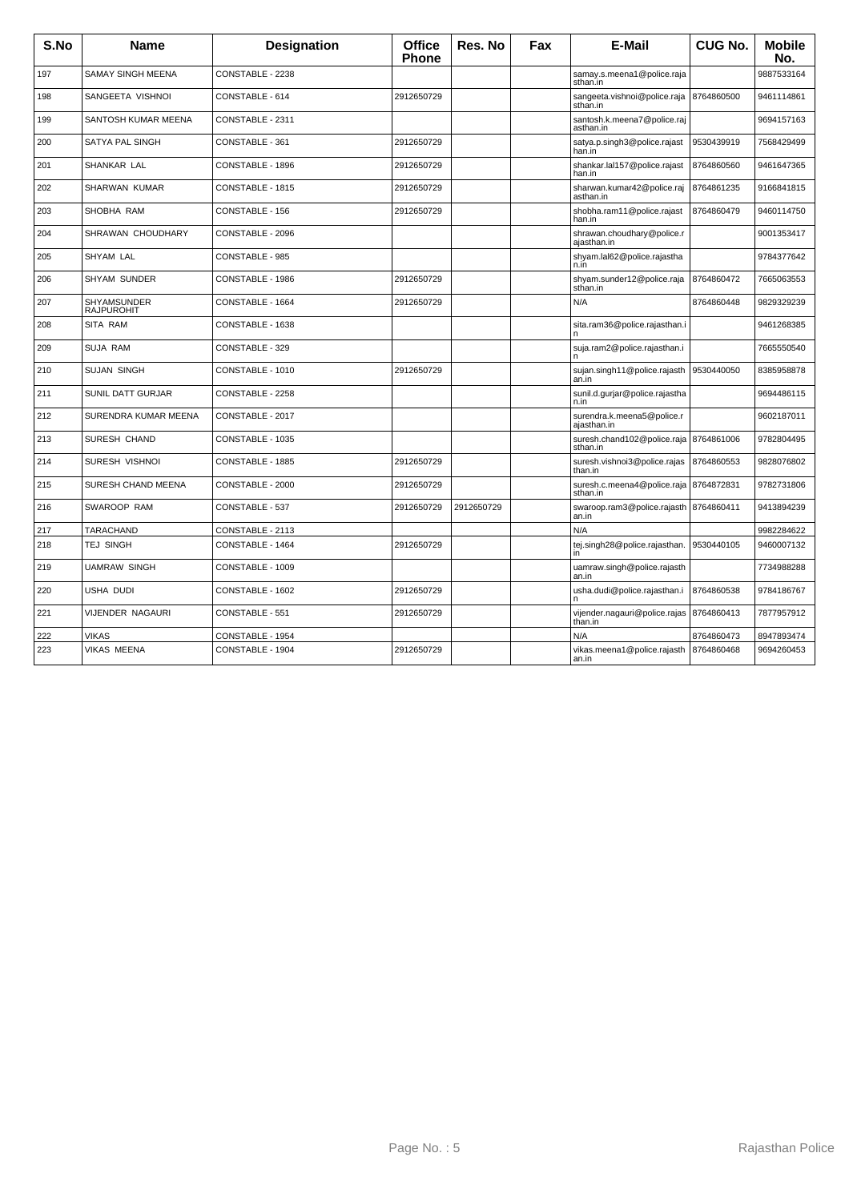| S.No | Name | Designation | Office Phone | Res. No | Fax | E-Mail | CUG No. | Mobile No. |
|---|---|---|---|---|---|---|---|---|
| 197 | SAMAY SINGH MEENA | CONSTABLE - 2238 | | | | samay.s.meena1@police.rajasthan.in | | 9887533164 |
| 198 | SANGEETA VISHNOI | CONSTABLE - 614 | 2912650729 | | | sangeeta.vishnoi@police.rajasthan.in | 8764860500 | 9461114861 |
| 199 | SANTOSH KUMAR MEENA | CONSTABLE - 2311 | | | | santosh.k.meena7@police.rajasthan.in | | 9694157163 |
| 200 | SATYA PAL SINGH | CONSTABLE - 361 | 2912650729 | | | satya.p.singh3@police.rajasthan.in | 9530439919 | 7568429499 |
| 201 | SHANKAR LAL | CONSTABLE - 1896 | 2912650729 | | | shankar.lal157@police.rajasthan.in | 8764860560 | 9461647365 |
| 202 | SHARWAN KUMAR | CONSTABLE - 1815 | 2912650729 | | | sharwan.kumar42@police.rajasthan.in | 8764861235 | 9166841815 |
| 203 | SHOBHA RAM | CONSTABLE - 156 | 2912650729 | | | shobha.ram11@police.rajasthan.in | 8764860479 | 9460114750 |
| 204 | SHRAWAN CHOUDHARY | CONSTABLE - 2096 | | | | shrawan.choudhary@police.rajasthan.in | | 9001353417 |
| 205 | SHYAM LAL | CONSTABLE - 985 | | | | shyam.lal62@police.rajasthan.in | | 9784377642 |
| 206 | SHYAM SUNDER | CONSTABLE - 1986 | 2912650729 | | | shyam.sunder12@police.rajasthan.in | 8764860472 | 7665063553 |
| 207 | SHYAMSUNDER RAJPUROHIT | CONSTABLE - 1664 | 2912650729 | | | N/A | 8764860448 | 9829329239 |
| 208 | SITA RAM | CONSTABLE - 1638 | | | | sita.ram36@police.rajasthan.in | | 9461268385 |
| 209 | SUJA RAM | CONSTABLE - 329 | | | | suja.ram2@police.rajasthan.in | | 7665550540 |
| 210 | SUJAN SINGH | CONSTABLE - 1010 | 2912650729 | | | sujan.singh11@police.rajasthan.in | 9530440050 | 8385958878 |
| 211 | SUNIL DATT GURJAR | CONSTABLE - 2258 | | | | sunil.d.gurjar@police.rajasthan.in | | 9694486115 |
| 212 | SURENDRA KUMAR MEENA | CONSTABLE - 2017 | | | | surendra.k.meena5@police.rajasthan.in | | 9602187011 |
| 213 | SURESH CHAND | CONSTABLE - 1035 | | | | suresh.chand102@police.rajasthan.in | 8764861006 | 9782804495 |
| 214 | SURESH VISHNOI | CONSTABLE - 1885 | 2912650729 | | | suresh.vishnoi3@police.rajasthan.in | 8764860553 | 9828076802 |
| 215 | SURESH CHAND MEENA | CONSTABLE - 2000 | 2912650729 | | | suresh.c.meena4@police.rajasthan.in | 8764872831 | 9782731806 |
| 216 | SWAROOP RAM | CONSTABLE - 537 | 2912650729 | 2912650729 | | swaroop.ram3@police.rajasthan.in | 8764860411 | 9413894239 |
| 217 | TARACHAND | CONSTABLE - 2113 | | | | N/A | | 9982284622 |
| 218 | TEJ SINGH | CONSTABLE - 1464 | 2912650729 | | | tej.singh28@police.rajasthan.in | 9530440105 | 9460007132 |
| 219 | UAMRAW SINGH | CONSTABLE - 1009 | | | | uamraw.singh@police.rajasthan.in | | 7734988288 |
| 220 | USHA DUDI | CONSTABLE - 1602 | 2912650729 | | | usha.dudi@police.rajasthan.in | 8764860538 | 9784186767 |
| 221 | VIJENDER NAGAURI | CONSTABLE - 551 | 2912650729 | | | vijender.nagauri@police.rajasthan.in | 8764860413 | 7877957912 |
| 222 | VIKAS | CONSTABLE - 1954 | | | | N/A | 8764860473 | 8947893474 |
| 223 | VIKAS MEENA | CONSTABLE - 1904 | 2912650729 | | | vikas.meena1@police.rajasthan.in | 8764860468 | 9694260453 |